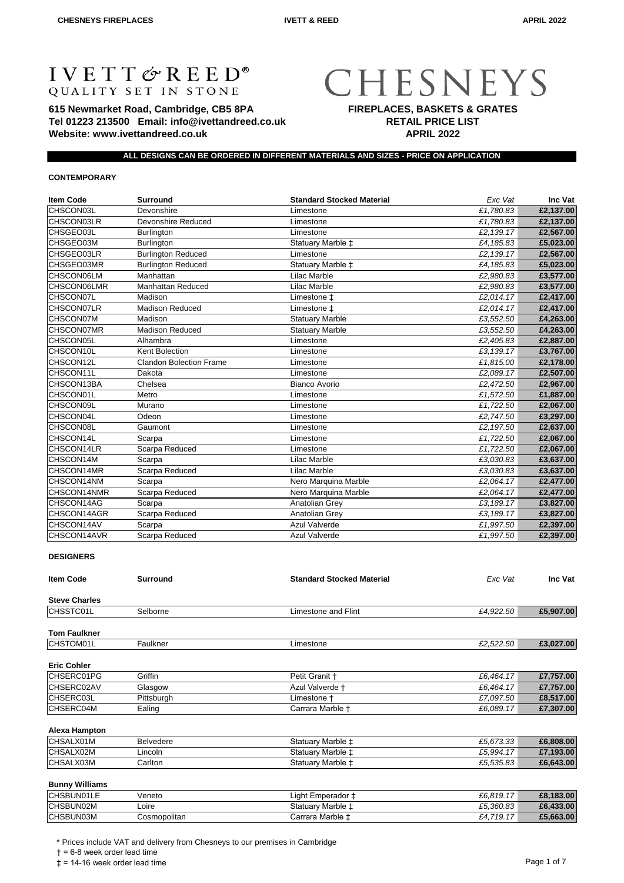# IVETT & REED®
QUALITY SET IN STONE

# CHESNEYS

**615 Newmarket Road, Cambridge, CB5 8PA**
**Tel 01223 213500 Email: info@ivettandreed.co.uk**
**Website: www.ivettandreed.co.uk**

**FIREPLACES, BASKETS & GRATES**
**RETAIL PRICE LIST**
**APRIL 2022**

**ALL DESIGNS CAN BE ORDERED IN DIFFERENT MATERIALS AND SIZES - PRICE ON APPLICATION**

## CONTEMPORARY

| Item Code | Surround | Standard Stocked Material | *Exc Vat* | Inc Vat |
|---|---|---|---|---|
| CHSCON03L | Devonshire | Limestone | *£1,780.83* | **£2,137.00** |
| CHSCON03LR | Devonshire Reduced | Limestone | *£1,780.83* | **£2,137.00** |
| CHSGEO03L | Burlington | Limestone | *£2,139.17* | **£2,567.00** |
| CHSGEO03M | Burlington | Statuary Marble ‡ | *£4,185.83* | **£5,023.00** |
| CHSGEO03LR | Burlington Reduced | Limestone | *£2,139.17* | **£2,567.00** |
| CHSGEO03MR | Burlington Reduced | Statuary Marble ‡ | *£4,185.83* | **£5,023.00** |
| CHSCON06LM | Manhattan | Lilac Marble | *£2,980.83* | **£3,577.00** |
| CHSCON06LMR | Manhattan Reduced | Lilac Marble | *£2,980.83* | **£3,577.00** |
| CHSCON07L | Madison | Limestone ‡ | *£2,014.17* | **£2,417.00** |
| CHSCON07LR | Madison Reduced | Limestone ‡ | *£2,014.17* | **£2,417.00** |
| CHSCON07M | Madison | Statuary Marble | *£3,552.50* | **£4,263.00** |
| CHSCON07MR | Madison Reduced | Statuary Marble | *£3,552.50* | **£4,263.00** |
| CHSCON05L | Alhambra | Limestone | *£2,405.83* | **£2,887.00** |
| CHSCON10L | Kent Bolection | Limestone | *£3,139.17* | **£3,767.00** |
| CHSCON12L | Clandon Bolection Frame | Limestone | *£1,815.00* | **£2,178.00** |
| CHSCON11L | Dakota | Limestone | *£2,089.17* | **£2,507.00** |
| CHSCON13BA | Chelsea | Bianco Avorio | *£2,472.50* | **£2,967.00** |
| CHSCON01L | Metro | Limestone | *£1,572.50* | **£1,887.00** |
| CHSCON09L | Murano | Limestone | *£1,722.50* | **£2,067.00** |
| CHSCON04L | Odeon | Limestone | *£2,747.50* | **£3,297.00** |
| CHSCON08L | Gaumont | Limestone | *£2,197.50* | **£2,637.00** |
| CHSCON14L | Scarpa | Limestone | *£1,722.50* | **£2,067.00** |
| CHSCON14LR | Scarpa Reduced | Limestone | *£1,722.50* | **£2,067.00** |
| CHSCON14M | Scarpa | Lilac Marble | *£3,030.83* | **£3,637.00** |
| CHSCON14MR | Scarpa Reduced | Lilac Marble | *£3,030.83* | **£3,637.00** |
| CHSCON14NM | Scarpa | Nero Marquina Marble | *£2,064.17* | **£2,477.00** |
| CHSCON14NMR | Scarpa Reduced | Nero Marquina Marble | *£2,064.17* | **£2,477.00** |
| CHSCON14AG | Scarpa | Anatolian Grey | *£3,189.17* | **£3,827.00** |
| CHSCON14AGR | Scarpa Reduced | Anatolian Grey | *£3,189.17* | **£3,827.00** |
| CHSCON14AV | Scarpa | Azul Valverde | *£1,997.50* | **£2,397.00** |
| CHSCON14AVR | Scarpa Reduced | Azul Valverde | *£1,997.50* | **£2,397.00** |

## DESIGNERS

| Item Code | Surround | Standard Stocked Material | *Exc Vat* | Inc Vat |
|---|---|---|---|---|
| **Steve Charles** | | | | |
| CHSSTC01L | Selborne | Limestone and Flint | *£4,922.50* | **£5,907.00** |
| **Tom Faulkner** | | | | |
| CHSTOM01L | Faulkner | Limestone | *£2,522.50* | **£3,027.00** |
| **Eric Cohler** | | | | |
| CHSERC01PG | Griffin | Petit Granit † | *£6,464.17* | **£7,757.00** |
| CHSERC02AV | Glasgow | Azul Valverde † | *£6,464.17* | **£7,757.00** |
| CHSERC03L | Pittsburgh | Limestone † | *£7,097.50* | **£8,517.00** |
| CHSERC04M | Ealing | Carrara Marble † | *£6,089.17* | **£7,307.00** |
| **Alexa Hampton** | | | | |
| CHSALX01M | Belvedere | Statuary Marble ‡ | *£5,673.33* | **£6,808.00** |
| CHSALX02M | Lincoln | Statuary Marble ‡ | *£5,994.17* | **£7,193.00** |
| CHSALX03M | Carlton | Statuary Marble ‡ | *£5,535.83* | **£6,643.00** |
| **Bunny Williams** | | | | |
| CHSBUN01LE | Veneto | Light Emperador ‡ | *£6,819.17* | **£8,183.00** |
| CHSBUN02M | Loire | Statuary Marble ‡ | *£5,360.83* | **£6,433.00** |
| CHSBUN03M | Cosmopolitan | Carrara Marble ‡ | *£4,719.17* | **£5,663.00** |

* Prices include VAT and delivery from Chesneys to our premises in Cambridge

† = 6-8 week order lead time

‡ = 14-16 week order lead time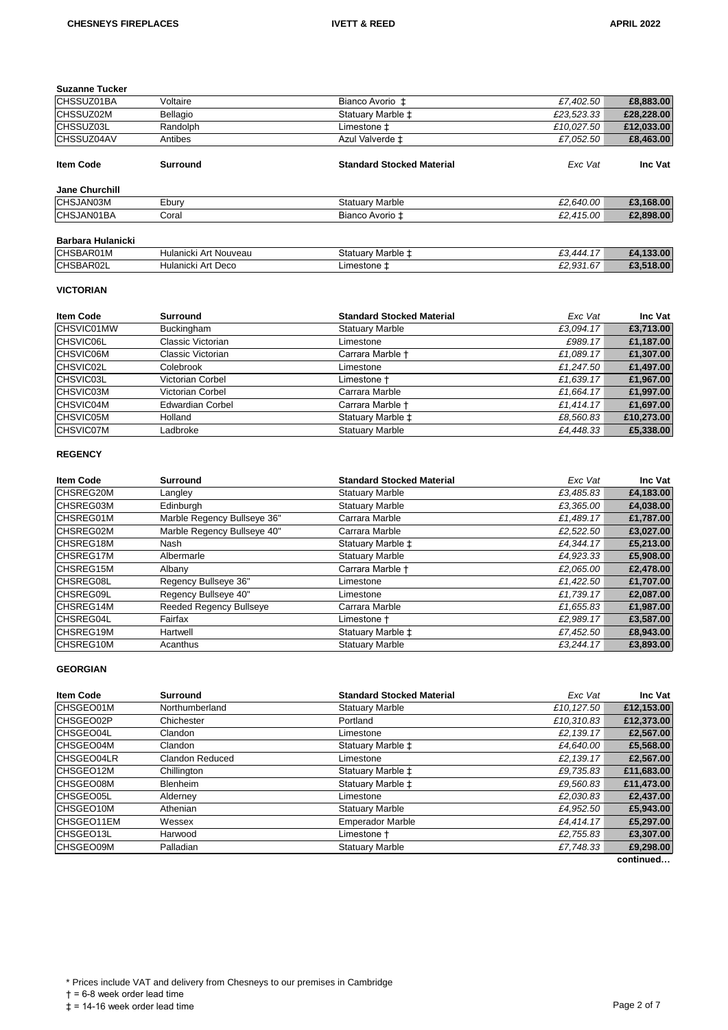### Suzanne Tucker

| | | | | |
|---|---|---|---|---|
| CHSSUZ01BA | Voltaire | Bianco Avorio ‡ | *£7,402.50* | **£8,883.00** |
| CHSSUZ02M | Bellagio | Statuary Marble ‡ | *£23,523.33* | **£28,228.00** |
| CHSSUZ03L | Randolph | Limestone ‡ | *£10,027.50* | **£12,033.00** |
| CHSSUZ04AV | Antibes | Azul Valverde ‡ | *£7,052.50* | **£8,463.00** |

| **Item Code** | **Surround** | **Standard Stocked Material** | *Exc Vat* | **Inc Vat** |
|---|---|---|---|---|

### Jane Churchill

| | | | | |
|---|---|---|---|---|
| CHSJAN03M | Ebury | Statuary Marble | *£2,640.00* | **£3,168.00** |
| CHSJAN01BA | Coral | Bianco Avorio ‡ | *£2,415.00* | **£2,898.00** |

### Barbara Hulanicki

| | | | | |
|---|---|---|---|---|
| CHSBAR01M | Hulanicki Art Nouveau | Statuary Marble ‡ | *£3,444.17* | **£4,133.00** |
| CHSBAR02L | Hulanicki Art Deco | Limestone ‡ | *£2,931.67* | **£3,518.00** |

## VICTORIAN

| **Item Code** | **Surround** | **Standard Stocked Material** | *Exc Vat* | **Inc Vat** |
|---|---|---|---|---|
| CHSVIC01MW | Buckingham | Statuary Marble | *£3,094.17* | **£3,713.00** |
| CHSVIC06L | Classic Victorian | Limestone | *£989.17* | **£1,187.00** |
| CHSVIC06M | Classic Victorian | Carrara Marble † | *£1,089.17* | **£1,307.00** |
| CHSVIC02L | Colebrook | Limestone | *£1,247.50* | **£1,497.00** |
| CHSVIC03L | Victorian Corbel | Limestone † | *£1,639.17* | **£1,967.00** |
| CHSVIC03M | Victorian Corbel | Carrara Marble | *£1,664.17* | **£1,997.00** |
| CHSVIC04M | Edwardian Corbel | Carrara Marble † | *£1,414.17* | **£1,697.00** |
| CHSVIC05M | Holland | Statuary Marble ‡ | *£8,560.83* | **£10,273.00** |
| CHSVIC07M | Ladbroke | Statuary Marble | *£4,448.33* | **£5,338.00** |

## REGENCY

| **Item Code** | **Surround** | **Standard Stocked Material** | *Exc Vat* | **Inc Vat** |
|---|---|---|---|---|
| CHSREG20M | Langley | Statuary Marble | *£3,485.83* | **£4,183.00** |
| CHSREG03M | Edinburgh | Statuary Marble | *£3,365.00* | **£4,038.00** |
| CHSREG01M | Marble Regency Bullseye 36" | Carrara Marble | *£1,489.17* | **£1,787.00** |
| CHSREG02M | Marble Regency Bullseye 40" | Carrara Marble | *£2,522.50* | **£3,027.00** |
| CHSREG18M | Nash | Statuary Marble ‡ | *£4,344.17* | **£5,213.00** |
| CHSREG17M | Albermarle | Statuary Marble | *£4,923.33* | **£5,908.00** |
| CHSREG15M | Albany | Carrara Marble † | *£2,065.00* | **£2,478.00** |
| CHSREG08L | Regency Bullseye 36" | Limestone | *£1,422.50* | **£1,707.00** |
| CHSREG09L | Regency Bullseye 40" | Limestone | *£1,739.17* | **£2,087.00** |
| CHSREG14M | Reeded Regency Bullseye | Carrara Marble | *£1,655.83* | **£1,987.00** |
| CHSREG04L | Fairfax | Limestone † | *£2,989.17* | **£3,587.00** |
| CHSREG19M | Hartwell | Statuary Marble ‡ | *£7,452.50* | **£8,943.00** |
| CHSREG10M | Acanthus | Statuary Marble | *£3,244.17* | **£3,893.00** |

## GEORGIAN

| **Item Code** | **Surround** | **Standard Stocked Material** | *Exc Vat* | **Inc Vat** |
|---|---|---|---|---|
| CHSGEO01M | Northumberland | Statuary Marble | *£10,127.50* | **£12,153.00** |
| CHSGEO02P | Chichester | Portland | *£10,310.83* | **£12,373.00** |
| CHSGEO04L | Clandon | Limestone | *£2,139.17* | **£2,567.00** |
| CHSGEO04M | Clandon | Statuary Marble ‡ | *£4,640.00* | **£5,568.00** |
| CHSGEO04LR | Clandon Reduced | Limestone | *£2,139.17* | **£2,567.00** |
| CHSGEO12M | Chillington | Statuary Marble ‡ | *£9,735.83* | **£11,683.00** |
| CHSGEO08M | Blenheim | Statuary Marble ‡ | *£9,560.83* | **£11,473.00** |
| CHSGEO05L | Alderney | Limestone | *£2,030.83* | **£2,437.00** |
| CHSGEO10M | Athenian | Statuary Marble | *£4,952.50* | **£5,943.00** |
| CHSGEO11EM | Wessex | Emperador Marble | *£4,414.17* | **£5,297.00** |
| CHSGEO13L | Harwood | Limestone † | *£2,755.83* | **£3,307.00** |
| CHSGEO09M | Palladian | Statuary Marble | *£7,748.33* | **£9,298.00** |

**continued…**

\* Prices include VAT and delivery from Chesneys to our premises in Cambridge

† = 6-8 week order lead time

‡ = 14-16 week order lead time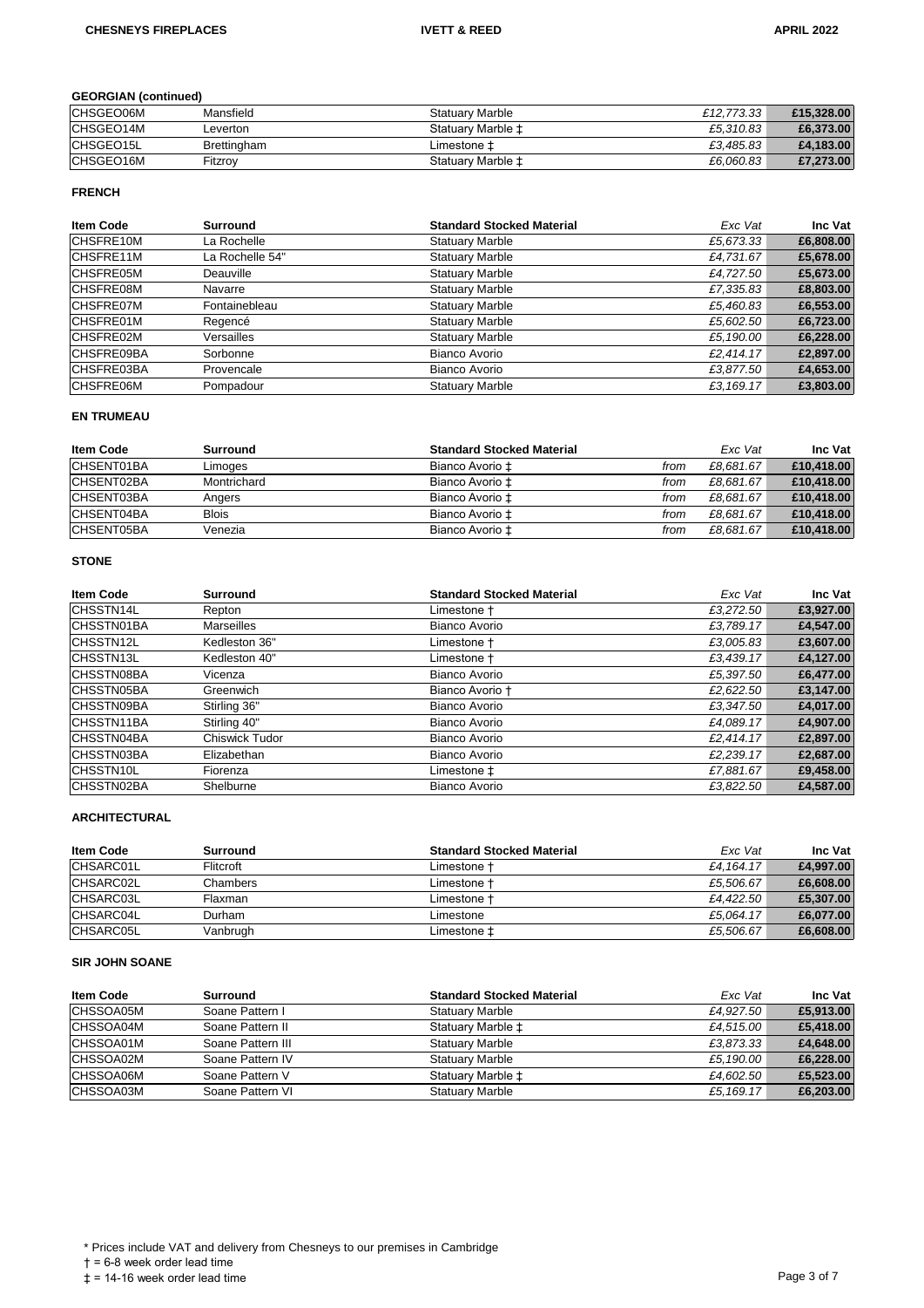### GEORGIAN (continued)

| | | | | |
|---|---|---|---|---|
| CHSGEO06M | Mansfield | Statuary Marble | *£12,773.33* | **£15,328.00** |
| CHSGEO14M | Leverton | Statuary Marble ‡ | *£5,310.83* | **£6,373.00** |
| CHSGEO15L | Brettingham | Limestone ‡ | *£3,485.83* | **£4,183.00** |
| CHSGEO16M | Fitzroy | Statuary Marble ‡ | *£6,060.83* | **£7,273.00** |

### FRENCH

| Item Code | Surround | Standard Stocked Material | *Exc Vat* | Inc Vat |
|---|---|---|---|---|
| CHSFRE10M | La Rochelle | Statuary Marble | *£5,673.33* | **£6,808.00** |
| CHSFRE11M | La Rochelle 54" | Statuary Marble | *£4,731.67* | **£5,678.00** |
| CHSFRE05M | Deauville | Statuary Marble | *£4,727.50* | **£5,673.00** |
| CHSFRE08M | Navarre | Statuary Marble | *£7,335.83* | **£8,803.00** |
| CHSFRE07M | Fontainebleau | Statuary Marble | *£5,460.83* | **£6,553.00** |
| CHSFRE01M | Regencé | Statuary Marble | *£5,602.50* | **£6,723.00** |
| CHSFRE02M | Versailles | Statuary Marble | *£5,190.00* | **£6,228.00** |
| CHSFRE09BA | Sorbonne | Bianco Avorio | *£2,414.17* | **£2,897.00** |
| CHSFRE03BA | Provencale | Bianco Avorio | *£3,877.50* | **£4,653.00** |
| CHSFRE06M | Pompadour | Statuary Marble | *£3,169.17* | **£3,803.00** |

### EN TRUMEAU

| Item Code | Surround | Standard Stocked Material | | *Exc Vat* | Inc Vat |
|---|---|---|---|---|---|
| CHSENT01BA | Limoges | Bianco Avorio ‡ | *from* | *£8,681.67* | **£10,418.00** |
| CHSENT02BA | Montrichard | Bianco Avorio ‡ | *from* | *£8,681.67* | **£10,418.00** |
| CHSENT03BA | Angers | Bianco Avorio ‡ | *from* | *£8,681.67* | **£10,418.00** |
| CHSENT04BA | Blois | Bianco Avorio ‡ | *from* | *£8,681.67* | **£10,418.00** |
| CHSENT05BA | Venezia | Bianco Avorio ‡ | *from* | *£8,681.67* | **£10,418.00** |

### STONE

| Item Code | Surround | Standard Stocked Material | *Exc Vat* | Inc Vat |
|---|---|---|---|---|
| CHSSTN14L | Repton | Limestone † | *£3,272.50* | **£3,927.00** |
| CHSSTN01BA | Marseilles | Bianco Avorio | *£3,789.17* | **£4,547.00** |
| CHSSTN12L | Kedleston 36" | Limestone † | *£3,005.83* | **£3,607.00** |
| CHSSTN13L | Kedleston 40" | Limestone † | *£3,439.17* | **£4,127.00** |
| CHSSTN08BA | Vicenza | Bianco Avorio | *£5,397.50* | **£6,477.00** |
| CHSSTN05BA | Greenwich | Bianco Avorio † | *£2,622.50* | **£3,147.00** |
| CHSSTN09BA | Stirling 36" | Bianco Avorio | *£3,347.50* | **£4,017.00** |
| CHSSTN11BA | Stirling 40" | Bianco Avorio | *£4,089.17* | **£4,907.00** |
| CHSSTN04BA | Chiswick Tudor | Bianco Avorio | *£2,414.17* | **£2,897.00** |
| CHSSTN03BA | Elizabethan | Bianco Avorio | *£2,239.17* | **£2,687.00** |
| CHSSTN10L | Fiorenza | Limestone ‡ | *£7,881.67* | **£9,458.00** |
| CHSSTN02BA | Shelburne | Bianco Avorio | *£3,822.50* | **£4,587.00** |

### ARCHITECTURAL

| Item Code | Surround | Standard Stocked Material | *Exc Vat* | Inc Vat |
|---|---|---|---|---|
| CHSARC01L | Flitcroft | Limestone † | *£4,164.17* | **£4,997.00** |
| CHSARC02L | Chambers | Limestone † | *£5,506.67* | **£6,608.00** |
| CHSARC03L | Flaxman | Limestone † | *£4,422.50* | **£5,307.00** |
| CHSARC04L | Durham | Limestone | *£5,064.17* | **£6,077.00** |
| CHSARC05L | Vanbrugh | Limestone ‡ | *£5,506.67* | **£6,608.00** |

### SIR JOHN SOANE

| Item Code | Surround | Standard Stocked Material | *Exc Vat* | Inc Vat |
|---|---|---|---|---|
| CHSSOA05M | Soane Pattern I | Statuary Marble | *£4,927.50* | **£5,913.00** |
| CHSSOA04M | Soane Pattern II | Statuary Marble ‡ | *£4,515.00* | **£5,418.00** |
| CHSSOA01M | Soane Pattern III | Statuary Marble | *£3,873.33* | **£4,648.00** |
| CHSSOA02M | Soane Pattern IV | Statuary Marble | *£5,190.00* | **£6,228.00** |
| CHSSOA06M | Soane Pattern V | Statuary Marble ‡ | *£4,602.50* | **£5,523.00** |
| CHSSOA03M | Soane Pattern VI | Statuary Marble | *£5,169.17* | **£6,203.00** |

\* Prices include VAT and delivery from Chesneys to our premises in Cambridge

† = 6-8 week order lead time

‡ = 14-16 week order lead time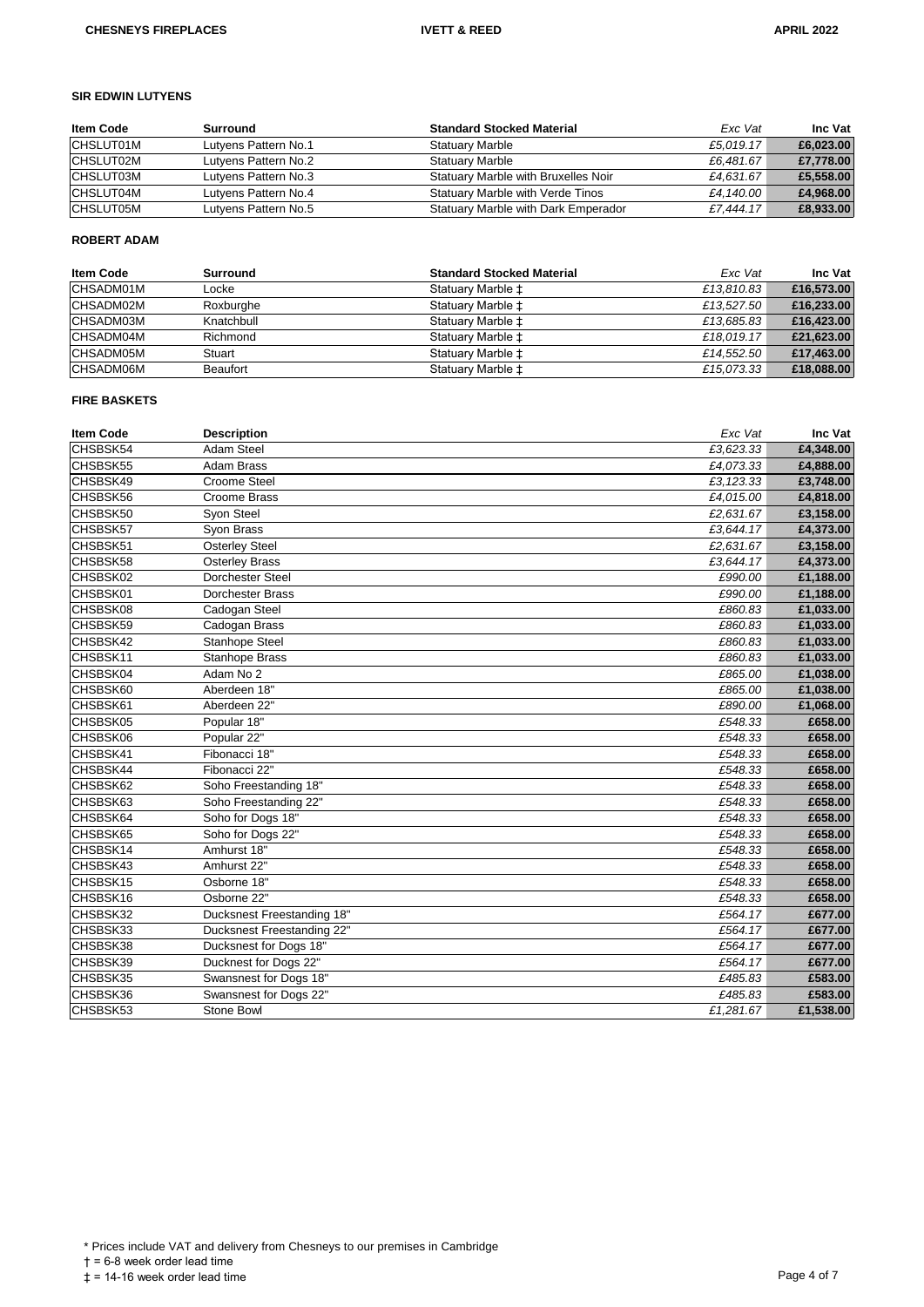## SIR EDWIN LUTYENS

| Item Code | Surround | Standard Stocked Material | *Exc Vat* | Inc Vat |
|---|---|---|---|---|
| CHSLUT01M | Lutyens Pattern No.1 | Statuary Marble | *£5,019.17* | **£6,023.00** |
| CHSLUT02M | Lutyens Pattern No.2 | Statuary Marble | *£6,481.67* | **£7,778.00** |
| CHSLUT03M | Lutyens Pattern No.3 | Statuary Marble with Bruxelles Noir | *£4,631.67* | **£5,558.00** |
| CHSLUT04M | Lutyens Pattern No.4 | Statuary Marble with Verde Tinos | *£4,140.00* | **£4,968.00** |
| CHSLUT05M | Lutyens Pattern No.5 | Statuary Marble with Dark Emperador | *£7,444.17* | **£8,933.00** |

## ROBERT ADAM

| Item Code | Surround | Standard Stocked Material | *Exc Vat* | Inc Vat |
|---|---|---|---|---|
| CHSADM01M | Locke | Statuary Marble ‡ | *£13,810.83* | **£16,573.00** |
| CHSADM02M | Roxburghe | Statuary Marble ‡ | *£13,527.50* | **£16,233.00** |
| CHSADM03M | Knatchbull | Statuary Marble ‡ | *£13,685.83* | **£16,423.00** |
| CHSADM04M | Richmond | Statuary Marble ‡ | *£18,019.17* | **£21,623.00** |
| CHSADM05M | Stuart | Statuary Marble ‡ | *£14,552.50* | **£17,463.00** |
| CHSADM06M | Beaufort | Statuary Marble ‡ | *£15,073.33* | **£18,088.00** |

## FIRE BASKETS

| Item Code | Description | *Exc Vat* | Inc Vat |
|---|---|---|---|
| CHSBSK54 | Adam Steel | *£3,623.33* | **£4,348.00** |
| CHSBSK55 | Adam Brass | *£4,073.33* | **£4,888.00** |
| CHSBSK49 | Croome Steel | *£3,123.33* | **£3,748.00** |
| CHSBSK56 | Croome Brass | *£4,015.00* | **£4,818.00** |
| CHSBSK50 | Syon Steel | *£2,631.67* | **£3,158.00** |
| CHSBSK57 | Syon Brass | *£3,644.17* | **£4,373.00** |
| CHSBSK51 | Osterley Steel | *£2,631.67* | **£3,158.00** |
| CHSBSK58 | Osterley Brass | *£3,644.17* | **£4,373.00** |
| CHSBSK02 | Dorchester Steel | *£990.00* | **£1,188.00** |
| CHSBSK01 | Dorchester Brass | *£990.00* | **£1,188.00** |
| CHSBSK08 | Cadogan Steel | *£860.83* | **£1,033.00** |
| CHSBSK59 | Cadogan Brass | *£860.83* | **£1,033.00** |
| CHSBSK42 | Stanhope Steel | *£860.83* | **£1,033.00** |
| CHSBSK11 | Stanhope Brass | *£860.83* | **£1,033.00** |
| CHSBSK04 | Adam No 2 | *£865.00* | **£1,038.00** |
| CHSBSK60 | Aberdeen 18" | *£865.00* | **£1,038.00** |
| CHSBSK61 | Aberdeen 22" | *£890.00* | **£1,068.00** |
| CHSBSK05 | Popular 18" | *£548.33* | **£658.00** |
| CHSBSK06 | Popular 22" | *£548.33* | **£658.00** |
| CHSBSK41 | Fibonacci 18" | *£548.33* | **£658.00** |
| CHSBSK44 | Fibonacci 22" | *£548.33* | **£658.00** |
| CHSBSK62 | Soho Freestanding 18" | *£548.33* | **£658.00** |
| CHSBSK63 | Soho Freestanding 22" | *£548.33* | **£658.00** |
| CHSBSK64 | Soho for Dogs 18" | *£548.33* | **£658.00** |
| CHSBSK65 | Soho for Dogs 22" | *£548.33* | **£658.00** |
| CHSBSK14 | Amhurst 18" | *£548.33* | **£658.00** |
| CHSBSK43 | Amhurst 22" | *£548.33* | **£658.00** |
| CHSBSK15 | Osborne 18" | *£548.33* | **£658.00** |
| CHSBSK16 | Osborne 22" | *£548.33* | **£658.00** |
| CHSBSK32 | Ducksnest Freestanding 18" | *£564.17* | **£677.00** |
| CHSBSK33 | Ducksnest Freestanding 22" | *£564.17* | **£677.00** |
| CHSBSK38 | Ducksnest for Dogs 18" | *£564.17* | **£677.00** |
| CHSBSK39 | Ducknest for Dogs 22" | *£564.17* | **£677.00** |
| CHSBSK35 | Swansnest for Dogs 18" | *£485.83* | **£583.00** |
| CHSBSK36 | Swansnest for Dogs 22" | *£485.83* | **£583.00** |
| CHSBSK53 | Stone Bowl | *£1,281.67* | **£1,538.00** |

* Prices include VAT and delivery from Chesneys to our premises in Cambridge

† = 6-8 week order lead time

‡ = 14-16 week order lead time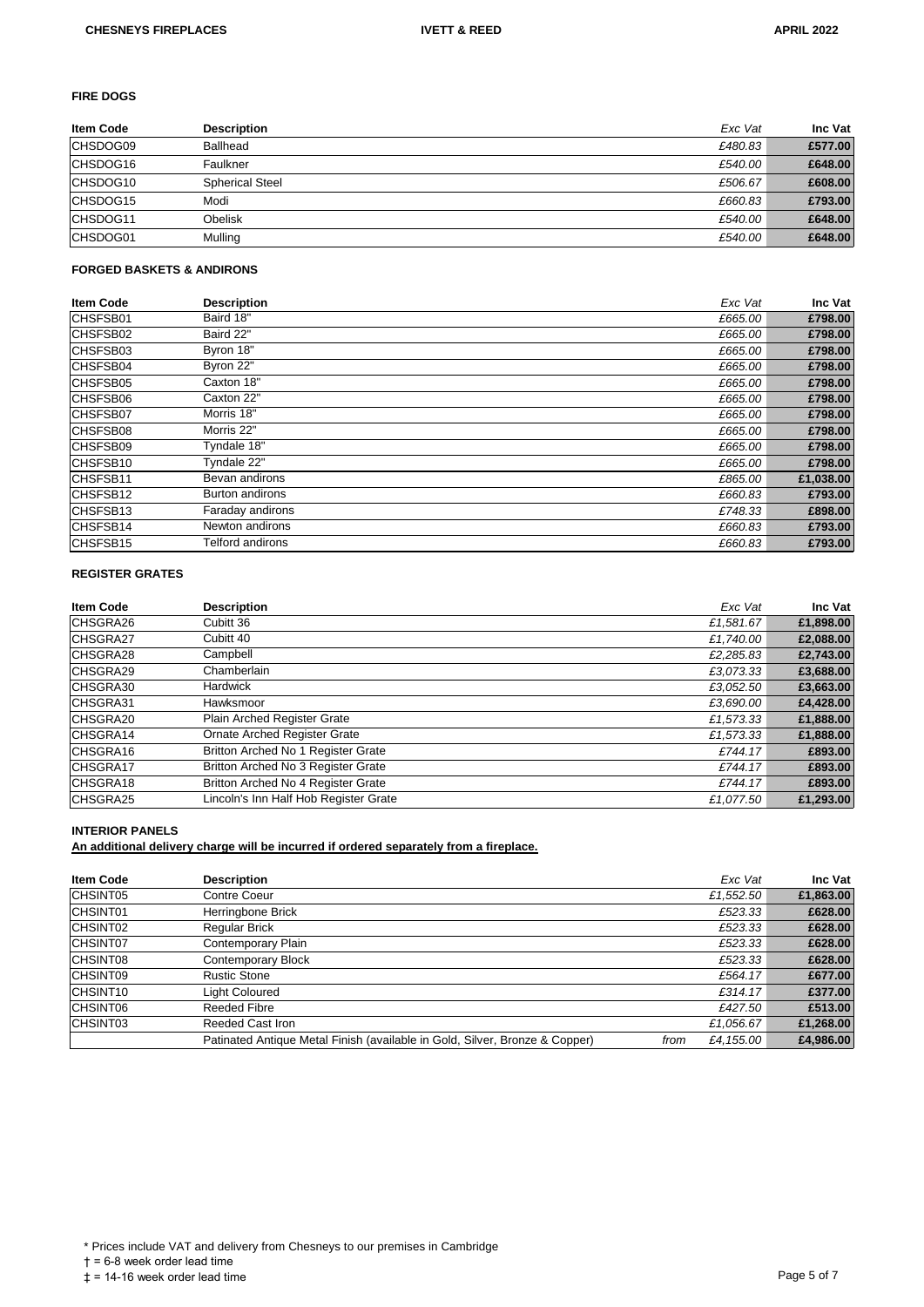#### FIRE DOGS

| Item Code | Description | Exc Vat | Inc Vat |
|---|---|---|---|
| CHSDOG09 | Ballhead | *£480.83* | **£577.00** |
| CHSDOG16 | Faulkner | *£540.00* | **£648.00** |
| CHSDOG10 | Spherical Steel | *£506.67* | **£608.00** |
| CHSDOG15 | Modi | *£660.83* | **£793.00** |
| CHSDOG11 | Obelisk | *£540.00* | **£648.00** |
| CHSDOG01 | Mulling | *£540.00* | **£648.00** |

#### FORGED BASKETS & ANDIRONS

| Item Code | Description | Exc Vat | Inc Vat |
|---|---|---|---|
| CHSFSB01 | Baird 18" | *£665.00* | **£798.00** |
| CHSFSB02 | Baird 22" | *£665.00* | **£798.00** |
| CHSFSB03 | Byron 18" | *£665.00* | **£798.00** |
| CHSFSB04 | Byron 22" | *£665.00* | **£798.00** |
| CHSFSB05 | Caxton 18" | *£665.00* | **£798.00** |
| CHSFSB06 | Caxton 22" | *£665.00* | **£798.00** |
| CHSFSB07 | Morris 18" | *£665.00* | **£798.00** |
| CHSFSB08 | Morris 22" | *£665.00* | **£798.00** |
| CHSFSB09 | Tyndale 18" | *£665.00* | **£798.00** |
| CHSFSB10 | Tyndale 22" | *£665.00* | **£798.00** |
| CHSFSB11 | Bevan andirons | *£865.00* | **£1,038.00** |
| CHSFSB12 | Burton andirons | *£660.83* | **£793.00** |
| CHSFSB13 | Faraday andirons | *£748.33* | **£898.00** |
| CHSFSB14 | Newton andirons | *£660.83* | **£793.00** |
| CHSFSB15 | Telford andirons | *£660.83* | **£793.00** |

#### REGISTER GRATES

| Item Code | Description | Exc Vat | Inc Vat |
|---|---|---|---|
| CHSGRA26 | Cubitt 36 | *£1,581.67* | **£1,898.00** |
| CHSGRA27 | Cubitt 40 | *£1,740.00* | **£2,088.00** |
| CHSGRA28 | Campbell | *£2,285.83* | **£2,743.00** |
| CHSGRA29 | Chamberlain | *£3,073.33* | **£3,688.00** |
| CHSGRA30 | Hardwick | *£3,052.50* | **£3,663.00** |
| CHSGRA31 | Hawksmoor | *£3,690.00* | **£4,428.00** |
| CHSGRA20 | Plain Arched Register Grate | *£1,573.33* | **£1,888.00** |
| CHSGRA14 | Ornate Arched Register Grate | *£1,573.33* | **£1,888.00** |
| CHSGRA16 | Britton Arched No 1 Register Grate | *£744.17* | **£893.00** |
| CHSGRA17 | Britton Arched No 3 Register Grate | *£744.17* | **£893.00** |
| CHSGRA18 | Britton Arched No 4 Register Grate | *£744.17* | **£893.00** |
| CHSGRA25 | Lincoln's Inn Half Hob Register Grate | *£1,077.50* | **£1,293.00** |

#### INTERIOR PANELS

**An additional delivery charge will be incurred if ordered separately from a fireplace.**

| Item Code | Description | Exc Vat | Inc Vat |
|---|---|---|---|
| CHSINT05 | Contre Coeur | *£1,552.50* | **£1,863.00** |
| CHSINT01 | Herringbone Brick | *£523.33* | **£628.00** |
| CHSINT02 | Regular Brick | *£523.33* | **£628.00** |
| CHSINT07 | Contemporary Plain | *£523.33* | **£628.00** |
| CHSINT08 | Contemporary Block | *£523.33* | **£628.00** |
| CHSINT09 | Rustic Stone | *£564.17* | **£677.00** |
| CHSINT10 | Light Coloured | *£314.17* | **£377.00** |
| CHSINT06 | Reeded Fibre | *£427.50* | **£513.00** |
| CHSINT03 | Reeded Cast Iron | *£1,056.67* | **£1,268.00** |
| | Patinated Antique Metal Finish (available in Gold, Silver, Bronze & Copper) | *from £4,155.00* | **£4,986.00** |

\* Prices include VAT and delivery from Chesneys to our premises in Cambridge

† = 6-8 week order lead time

‡ = 14-16 week order lead time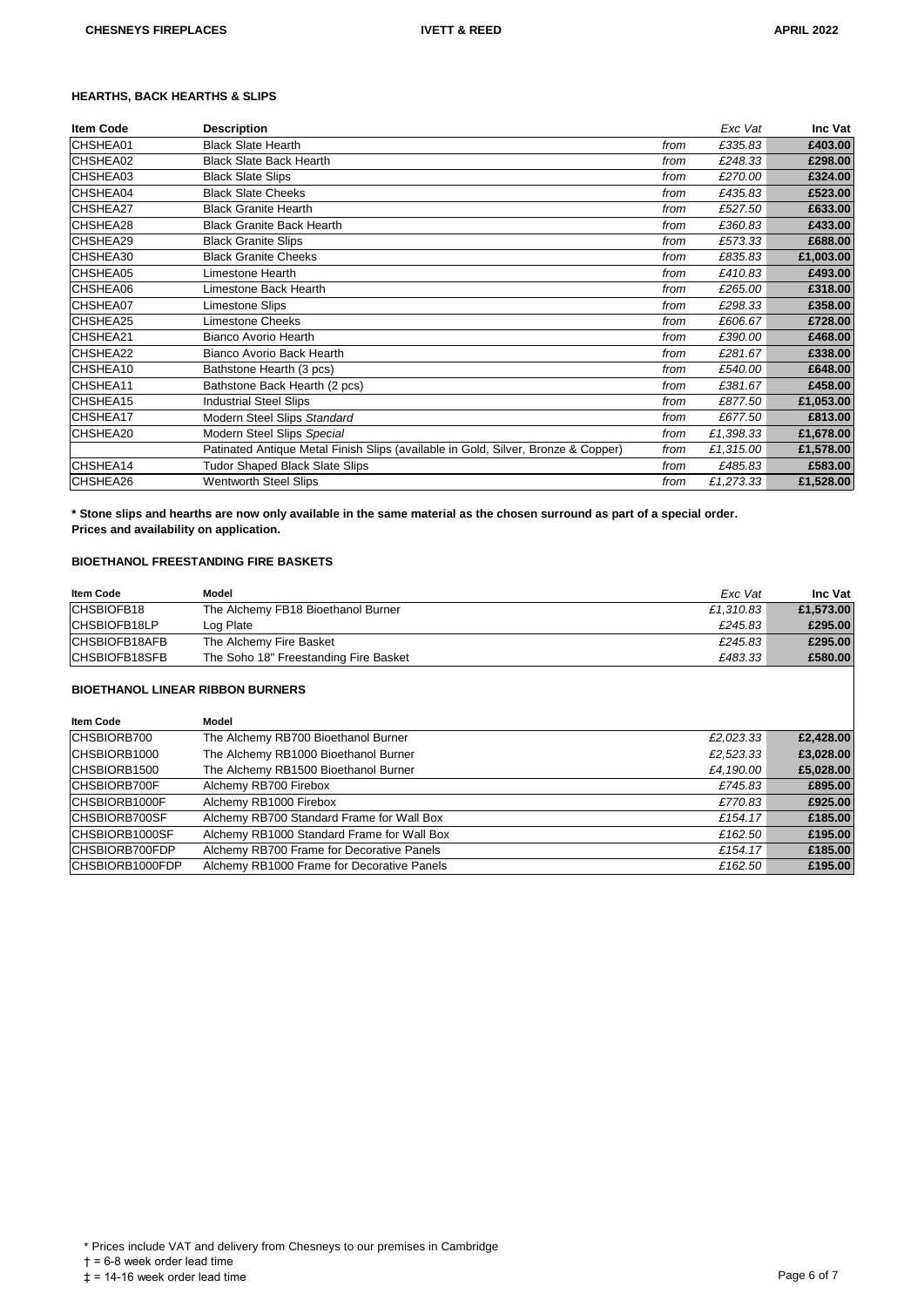## HEARTHS, BACK HEARTHS & SLIPS

| Item Code | Description | | Exc Vat | Inc Vat |
|---|---|---|---|---|
| CHSHEA01 | Black Slate Hearth | from | £335.83 | **£403.00** |
| CHSHEA02 | Black Slate Back Hearth | from | £248.33 | **£298.00** |
| CHSHEA03 | Black Slate Slips | from | £270.00 | **£324.00** |
| CHSHEA04 | Black Slate Cheeks | from | £435.83 | **£523.00** |
| CHSHEA27 | Black Granite Hearth | from | £527.50 | **£633.00** |
| CHSHEA28 | Black Granite Back Hearth | from | £360.83 | **£433.00** |
| CHSHEA29 | Black Granite Slips | from | £573.33 | **£688.00** |
| CHSHEA30 | Black Granite Cheeks | from | £835.83 | **£1,003.00** |
| CHSHEA05 | Limestone Hearth | from | £410.83 | **£493.00** |
| CHSHEA06 | Limestone Back Hearth | from | £265.00 | **£318.00** |
| CHSHEA07 | Limestone Slips | from | £298.33 | **£358.00** |
| CHSHEA25 | Limestone Cheeks | from | £606.67 | **£728.00** |
| CHSHEA21 | Bianco Avorio Hearth | from | £390.00 | **£468.00** |
| CHSHEA22 | Bianco Avorio Back Hearth | from | £281.67 | **£338.00** |
| CHSHEA10 | Bathstone Hearth (3 pcs) | from | £540.00 | **£648.00** |
| CHSHEA11 | Bathstone Back Hearth (2 pcs) | from | £381.67 | **£458.00** |
| CHSHEA15 | Industrial Steel Slips | from | £877.50 | **£1,053.00** |
| CHSHEA17 | Modern Steel Slips *Standard* | from | £677.50 | **£813.00** |
| CHSHEA20 | Modern Steel Slips *Special* | from | £1,398.33 | **£1,678.00** |
| | Patinated Antique Metal Finish Slips (available in Gold, Silver, Bronze & Copper) | from | £1,315.00 | **£1,578.00** |
| CHSHEA14 | Tudor Shaped Black Slate Slips | from | £485.83 | **£583.00** |
| CHSHEA26 | Wentworth Steel Slips | from | £1,273.33 | **£1,528.00** |

**\* Stone slips and hearths are now only available in the same material as the chosen surround as part of a special order. Prices and availability on application.**

## BIOETHANOL FREESTANDING FIRE BASKETS

| Item Code | Model | Exc Vat | Inc Vat |
|---|---|---|---|
| CHSBIOFB18 | The Alchemy FB18 Bioethanol Burner | £1,310.83 | **£1,573.00** |
| CHSBIOFB18LP | Log Plate | £245.83 | **£295.00** |
| CHSBIOFB18AFB | The Alchemy Fire Basket | £245.83 | **£295.00** |
| CHSBIOFB18SFB | The Soho 18" Freestanding Fire Basket | £483.33 | **£580.00** |

## BIOETHANOL LINEAR RIBBON BURNERS

| Item Code | Model | Exc Vat | Inc Vat |
|---|---|---|---|
| CHSBIORB700 | The Alchemy RB700 Bioethanol Burner | £2,023.33 | **£2,428.00** |
| CHSBIORB1000 | The Alchemy RB1000 Bioethanol Burner | £2,523.33 | **£3,028.00** |
| CHSBIORB1500 | The Alchemy RB1500 Bioethanol Burner | £4,190.00 | **£5,028.00** |
| CHSBIORB700F | Alchemy RB700 Firebox | £745.83 | **£895.00** |
| CHSBIORB1000F | Alchemy RB1000 Firebox | £770.83 | **£925.00** |
| CHSBIORB700SF | Alchemy RB700 Standard Frame for Wall Box | £154.17 | **£185.00** |
| CHSBIORB1000SF | Alchemy RB1000 Standard Frame for Wall Box | £162.50 | **£195.00** |
| CHSBIORB700FDP | Alchemy RB700 Frame for Decorative Panels | £154.17 | **£185.00** |
| CHSBIORB1000FDP | Alchemy RB1000 Frame for Decorative Panels | £162.50 | **£195.00** |

\* Prices include VAT and delivery from Chesneys to our premises in Cambridge

† = 6-8 week order lead time

‡ = 14-16 week order lead time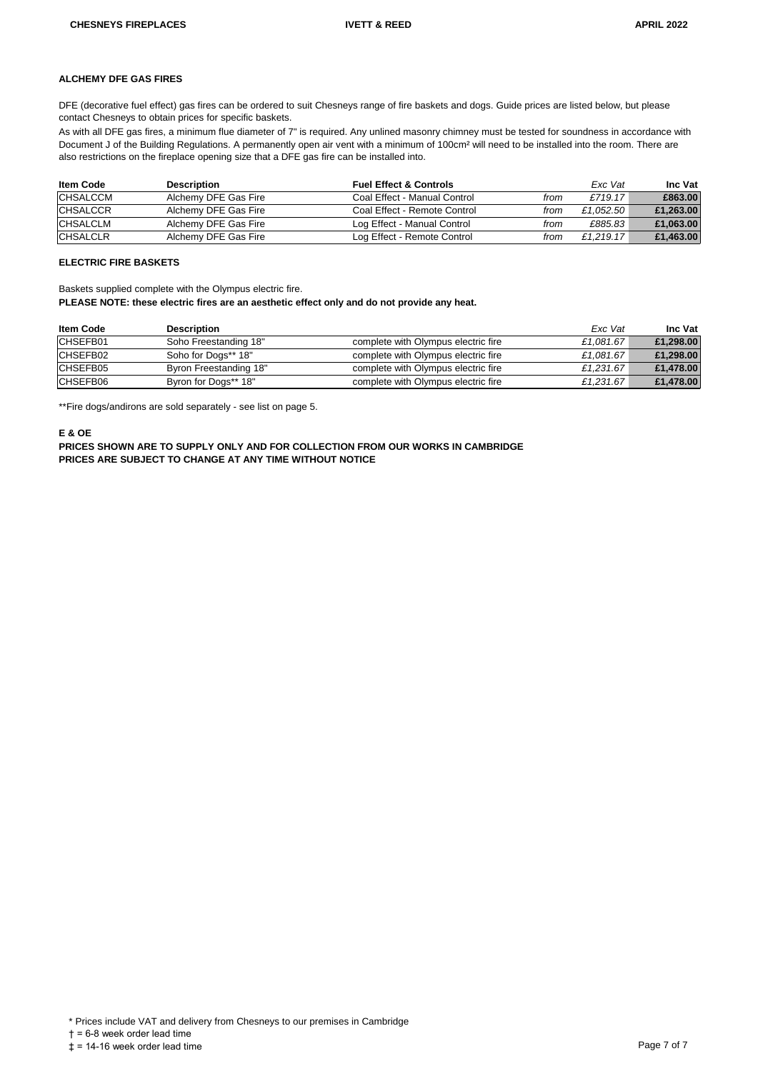### ALCHEMY DFE GAS FIRES

DFE (decorative fuel effect) gas fires can be ordered to suit Chesneys range of fire baskets and dogs. Guide prices are listed below, but please contact Chesneys to obtain prices for specific baskets.

As with all DFE gas fires, a minimum flue diameter of 7" is required. Any unlined masonry chimney must be tested for soundness in accordance with Document J of the Building Regulations. A permanently open air vent with a minimum of 100cm² will need to be installed into the room. There are also restrictions on the fireplace opening size that a DFE gas fire can be installed into.

| Item Code | Description | Fuel Effect & Controls | | Exc Vat | Inc Vat |
|---|---|---|---|---|---|
| CHSALCCM | Alchemy DFE Gas Fire | Coal Effect - Manual Control | *from* | *£719.17* | **£863.00** |
| CHSALCCR | Alchemy DFE Gas Fire | Coal Effect - Remote Control | *from* | *£1,052.50* | **£1,263.00** |
| CHSALCLM | Alchemy DFE Gas Fire | Log Effect - Manual Control | *from* | *£885.83* | **£1,063.00** |
| CHSALCLR | Alchemy DFE Gas Fire | Log Effect - Remote Control | *from* | *£1,219.17* | **£1,463.00** |

### ELECTRIC FIRE BASKETS

Baskets supplied complete with the Olympus electric fire.

**PLEASE NOTE: these electric fires are an aesthetic effect only and do not provide any heat.**

| Item Code | Description | | Exc Vat | Inc Vat |
|---|---|---|---|---|
| CHSEFB01 | Soho Freestanding 18" | complete with Olympus electric fire | *£1,081.67* | **£1,298.00** |
| CHSEFB02 | Soho for Dogs** 18" | complete with Olympus electric fire | *£1,081.67* | **£1,298.00** |
| CHSEFB05 | Byron Freestanding 18" | complete with Olympus electric fire | *£1,231.67* | **£1,478.00** |
| CHSEFB06 | Byron for Dogs** 18" | complete with Olympus electric fire | *£1,231.67* | **£1,478.00** |

**Fire dogs/andirons are sold separately - see list on page 5.

**E & OE**

**PRICES SHOWN ARE TO SUPPLY ONLY AND FOR COLLECTION FROM OUR WORKS IN CAMBRIDGE**

**PRICES ARE SUBJECT TO CHANGE AT ANY TIME WITHOUT NOTICE**

\* Prices include VAT and delivery from Chesneys to our premises in Cambridge

† = 6-8 week order lead time

‡ = 14-16 week order lead time